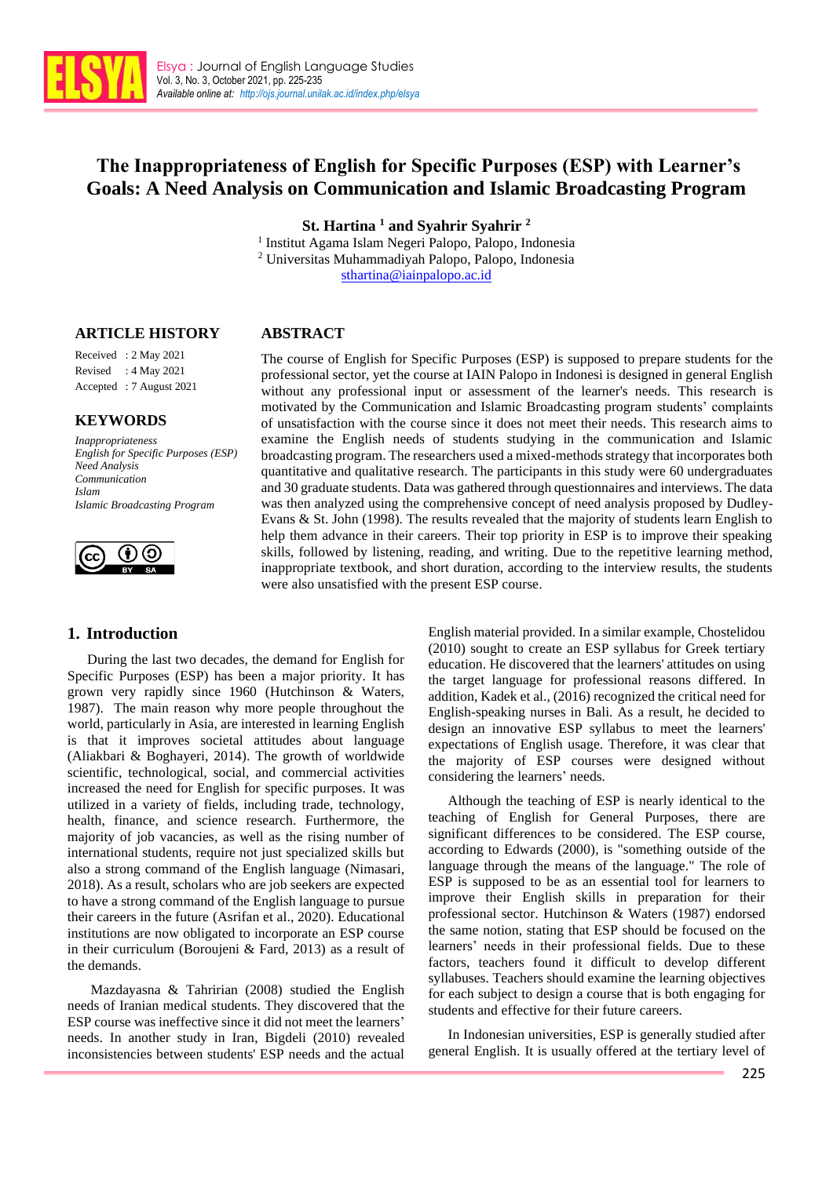# The Inappropriateness of English for Specific Purposes (ESP) with Learner's Goals: A Need Analysis on Communication and Islamic Broadcasting Program

**St. Hartina [1] and Syahrir Syahrir [2]**

[1] Institut Agama Islam Negeri Palopo, Palopo, Indonesia
[2] Universitas Muhammadiyah Palopo, Palopo, Indonesia
sthartina@iainpalopo.ac.id

## ARTICLE HISTORY

Received : 2 May 2021
Revised : 4 May 2021
Accepted : 7 August 2021

## KEYWORDS

*Inappropriateness*
*English for Specific Purposes (ESP)*
*Need Analysis*
*Communication*
*Islam*
*Islamic Broadcasting Program*

## ABSTRACT

The course of English for Specific Purposes (ESP) is supposed to prepare students for the professional sector, yet the course at IAIN Palopo in Indonesi is designed in general English without any professional input or assessment of the learner's needs. This research is motivated by the Communication and Islamic Broadcasting program students' complaints of unsatisfaction with the course since it does not meet their needs. This research aims to examine the English needs of students studying in the communication and Islamic broadcasting program. The researchers used a mixed-methods strategy that incorporates both quantitative and qualitative research. The participants in this study were 60 undergraduates and 30 graduate students. Data was gathered through questionnaires and interviews. The data was then analyzed using the comprehensive concept of need analysis proposed by Dudley-Evans & St. John (1998). The results revealed that the majority of students learn English to help them advance in their careers. Their top priority in ESP is to improve their speaking skills, followed by listening, reading, and writing. Due to the repetitive learning method, inappropriate textbook, and short duration, according to the interview results, the students were also unsatisfied with the present ESP course.

## 1. Introduction

During the last two decades, the demand for English for Specific Purposes (ESP) has been a major priority. It has grown very rapidly since 1960 (Hutchinson & Waters, 1987). The main reason why more people throughout the world, particularly in Asia, are interested in learning English is that it improves societal attitudes about language (Aliakbari & Boghayeri, 2014). The growth of worldwide scientific, technological, social, and commercial activities increased the need for English for specific purposes. It was utilized in a variety of fields, including trade, technology, health, finance, and science research. Furthermore, the majority of job vacancies, as well as the rising number of international students, require not just specialized skills but also a strong command of the English language (Nimasari, 2018). As a result, scholars who are job seekers are expected to have a strong command of the English language to pursue their careers in the future (Asrifan et al., 2020). Educational institutions are now obligated to incorporate an ESP course in their curriculum (Boroujeni & Fard, 2013) as a result of the demands.

Mazdayasna & Tahririan (2008) studied the English needs of Iranian medical students. They discovered that the ESP course was ineffective since it did not meet the learners' needs. In another study in Iran, Bigdeli (2010) revealed inconsistencies between students' ESP needs and the actual English material provided. In a similar example, Chostelidou (2010) sought to create an ESP syllabus for Greek tertiary education. He discovered that the learners' attitudes on using the target language for professional reasons differed. In addition, Kadek et al., (2016) recognized the critical need for English-speaking nurses in Bali. As a result, he decided to design an innovative ESP syllabus to meet the learners' expectations of English usage. Therefore, it was clear that the majority of ESP courses were designed without considering the learners' needs.

Although the teaching of ESP is nearly identical to the teaching of English for General Purposes, there are significant differences to be considered. The ESP course, according to Edwards (2000), is "something outside of the language through the means of the language." The role of ESP is supposed to be as an essential tool for learners to improve their English skills in preparation for their professional sector. Hutchinson & Waters (1987) endorsed the same notion, stating that ESP should be focused on the learners' needs in their professional fields. Due to these factors, teachers found it difficult to develop different syllabuses. Teachers should examine the learning objectives for each subject to design a course that is both engaging for students and effective for their future careers.

In Indonesian universities, ESP is generally studied after general English. It is usually offered at the tertiary level of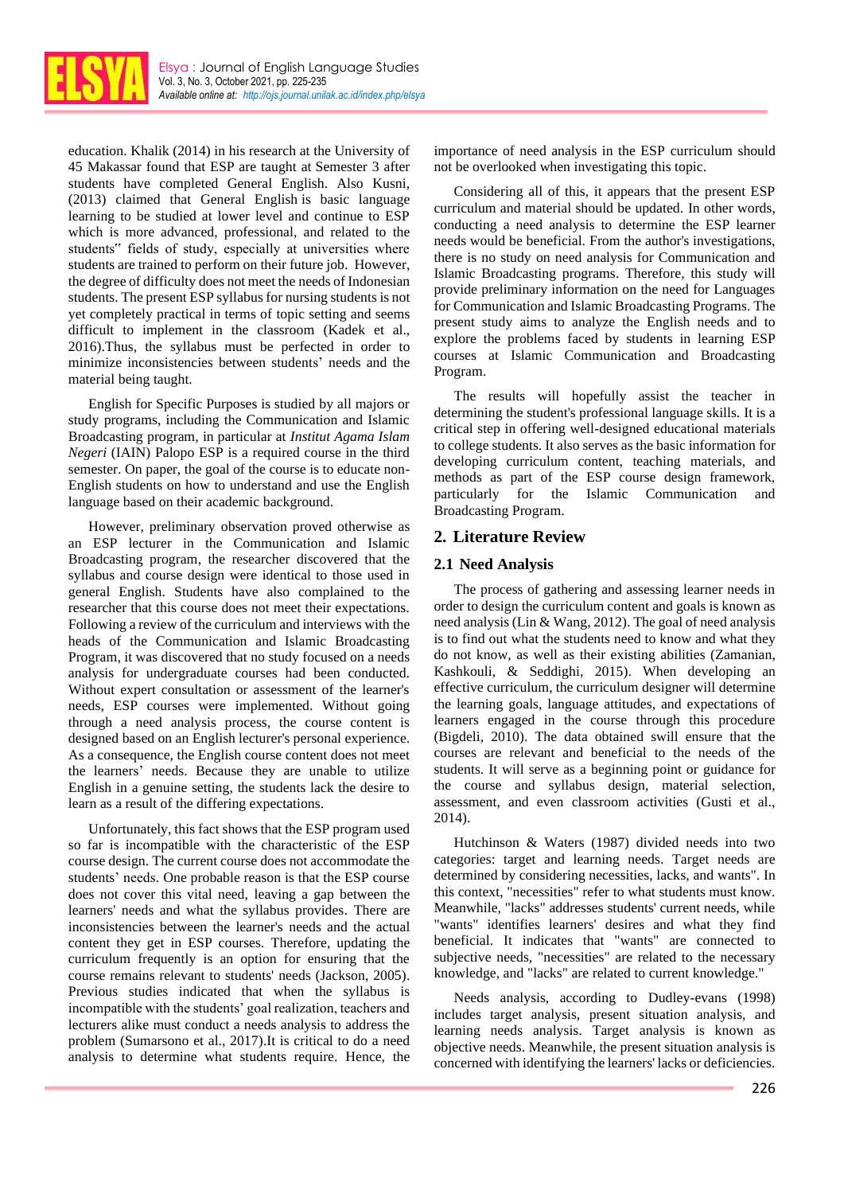education. Khalik (2014) in his research at the University of 45 Makassar found that ESP are taught at Semester 3 after students have completed General English. Also Kusni, (2013) claimed that General English is basic language learning to be studied at lower level and continue to ESP which is more advanced, professional, and related to the students" fields of study, especially at universities where students are trained to perform on their future job. However, the degree of difficulty does not meet the needs of Indonesian students. The present ESP syllabus for nursing students is not yet completely practical in terms of topic setting and seems difficult to implement in the classroom (Kadek et al., 2016).Thus, the syllabus must be perfected in order to minimize inconsistencies between students' needs and the material being taught.

English for Specific Purposes is studied by all majors or study programs, including the Communication and Islamic Broadcasting program, in particular at *Institut Agama Islam Negeri* (IAIN) Palopo ESP is a required course in the third semester. On paper, the goal of the course is to educate non-English students on how to understand and use the English language based on their academic background.

However, preliminary observation proved otherwise as an ESP lecturer in the Communication and Islamic Broadcasting program, the researcher discovered that the syllabus and course design were identical to those used in general English. Students have also complained to the researcher that this course does not meet their expectations. Following a review of the curriculum and interviews with the heads of the Communication and Islamic Broadcasting Program, it was discovered that no study focused on a needs analysis for undergraduate courses had been conducted. Without expert consultation or assessment of the learner's needs, ESP courses were implemented. Without going through a need analysis process, the course content is designed based on an English lecturer's personal experience. As a consequence, the English course content does not meet the learners' needs. Because they are unable to utilize English in a genuine setting, the students lack the desire to learn as a result of the differing expectations.

Unfortunately, this fact shows that the ESP program used so far is incompatible with the characteristic of the ESP course design. The current course does not accommodate the students' needs. One probable reason is that the ESP course does not cover this vital need, leaving a gap between the learners' needs and what the syllabus provides. There are inconsistencies between the learner's needs and the actual content they get in ESP courses. Therefore, updating the curriculum frequently is an option for ensuring that the course remains relevant to students' needs (Jackson, 2005). Previous studies indicated that when the syllabus is incompatible with the students' goal realization, teachers and lecturers alike must conduct a needs analysis to address the problem (Sumarsono et al., 2017).It is critical to do a need analysis to determine what students require. Hence, the importance of need analysis in the ESP curriculum should not be overlooked when investigating this topic.

Considering all of this, it appears that the present ESP curriculum and material should be updated. In other words, conducting a need analysis to determine the ESP learner needs would be beneficial. From the author's investigations, there is no study on need analysis for Communication and Islamic Broadcasting programs. Therefore, this study will provide preliminary information on the need for Languages for Communication and Islamic Broadcasting Programs. The present study aims to analyze the English needs and to explore the problems faced by students in learning ESP courses at Islamic Communication and Broadcasting Program.

The results will hopefully assist the teacher in determining the student's professional language skills. It is a critical step in offering well-designed educational materials to college students. It also serves as the basic information for developing curriculum content, teaching materials, and methods as part of the ESP course design framework, particularly for the Islamic Communication and Broadcasting Program.

## 2. Literature Review

### 2.1 Need Analysis

The process of gathering and assessing learner needs in order to design the curriculum content and goals is known as need analysis (Lin & Wang, 2012). The goal of need analysis is to find out what the students need to know and what they do not know, as well as their existing abilities (Zamanian, Kashkouli, & Seddighi, 2015). When developing an effective curriculum, the curriculum designer will determine the learning goals, language attitudes, and expectations of learners engaged in the course through this procedure (Bigdeli, 2010). The data obtained swill ensure that the courses are relevant and beneficial to the needs of the students. It will serve as a beginning point or guidance for the course and syllabus design, material selection, assessment, and even classroom activities (Gusti et al., 2014).

Hutchinson & Waters (1987) divided needs into two categories: target and learning needs. Target needs are determined by considering necessities, lacks, and wants". In this context, "necessities" refer to what students must know. Meanwhile, "lacks" addresses students' current needs, while "wants" identifies learners' desires and what they find beneficial. It indicates that "wants" are connected to subjective needs, "necessities" are related to the necessary knowledge, and "lacks" are related to current knowledge."

Needs analysis, according to Dudley-evans (1998) includes target analysis, present situation analysis, and learning needs analysis. Target analysis is known as objective needs. Meanwhile, the present situation analysis is concerned with identifying the learners' lacks or deficiencies.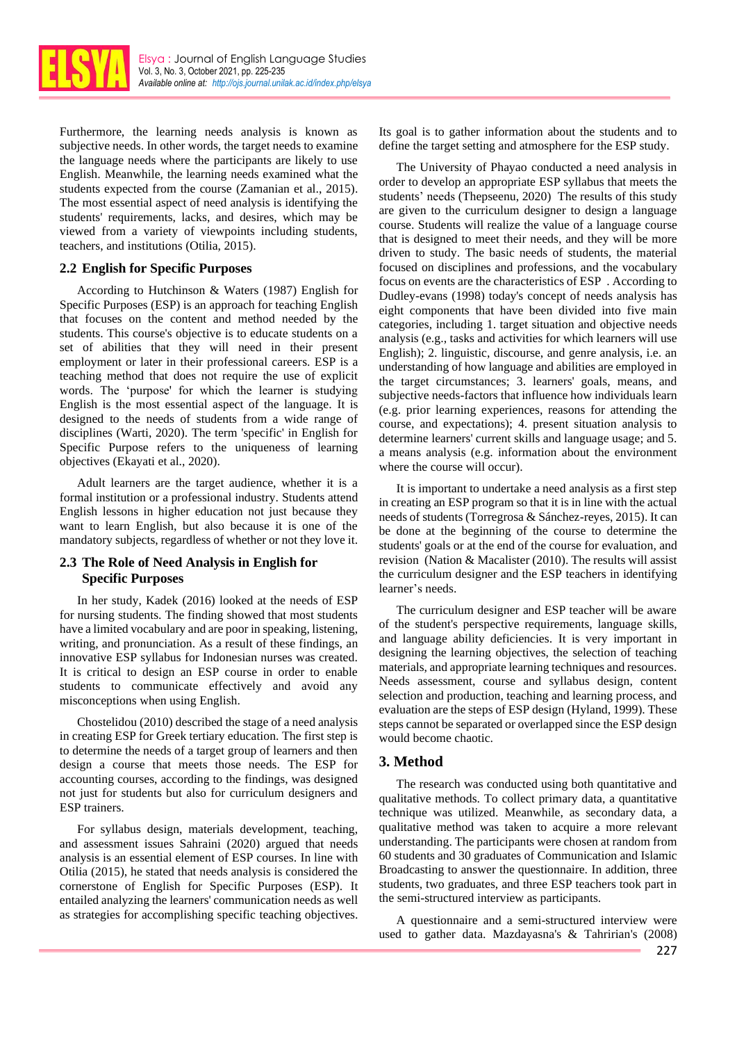Furthermore, the learning needs analysis is known as subjective needs. In other words, the target needs to examine the language needs where the participants are likely to use English. Meanwhile, the learning needs examined what the students expected from the course (Zamanian et al., 2015). The most essential aspect of need analysis is identifying the students' requirements, lacks, and desires, which may be viewed from a variety of viewpoints including students, teachers, and institutions (Otilia, 2015).

## 2.2 English for Specific Purposes

According to Hutchinson & Waters (1987) English for Specific Purposes (ESP) is an approach for teaching English that focuses on the content and method needed by the students. This course's objective is to educate students on a set of abilities that they will need in their present employment or later in their professional careers. ESP is a teaching method that does not require the use of explicit words. The 'purpose' for which the learner is studying English is the most essential aspect of the language. It is designed to the needs of students from a wide range of disciplines (Warti, 2020). The term 'specific' in English for Specific Purpose refers to the uniqueness of learning objectives (Ekayati et al., 2020).

Adult learners are the target audience, whether it is a formal institution or a professional industry. Students attend English lessons in higher education not just because they want to learn English, but also because it is one of the mandatory subjects, regardless of whether or not they love it.

## 2.3 The Role of Need Analysis in English for Specific Purposes

In her study, Kadek (2016) looked at the needs of ESP for nursing students. The finding showed that most students have a limited vocabulary and are poor in speaking, listening, writing, and pronunciation. As a result of these findings, an innovative ESP syllabus for Indonesian nurses was created. It is critical to design an ESP course in order to enable students to communicate effectively and avoid any misconceptions when using English.

Chostelidou (2010) described the stage of a need analysis in creating ESP for Greek tertiary education. The first step is to determine the needs of a target group of learners and then design a course that meets those needs. The ESP for accounting courses, according to the findings, was designed not just for students but also for curriculum designers and ESP trainers.

For syllabus design, materials development, teaching, and assessment issues Sahraini (2020) argued that needs analysis is an essential element of ESP courses. In line with Otilia (2015), he stated that needs analysis is considered the cornerstone of English for Specific Purposes (ESP). It entailed analyzing the learners' communication needs as well as strategies for accomplishing specific teaching objectives. Its goal is to gather information about the students and to define the target setting and atmosphere for the ESP study.

The University of Phayao conducted a need analysis in order to develop an appropriate ESP syllabus that meets the students' needs (Thepseenu, 2020) The results of this study are given to the curriculum designer to design a language course. Students will realize the value of a language course that is designed to meet their needs, and they will be more driven to study. The basic needs of students, the material focused on disciplines and professions, and the vocabulary focus on events are the characteristics of ESP . According to Dudley-evans (1998) today's concept of needs analysis has eight components that have been divided into five main categories, including 1. target situation and objective needs analysis (e.g., tasks and activities for which learners will use English); 2. linguistic, discourse, and genre analysis, i.e. an understanding of how language and abilities are employed in the target circumstances; 3. learners' goals, means, and subjective needs-factors that influence how individuals learn (e.g. prior learning experiences, reasons for attending the course, and expectations); 4. present situation analysis to determine learners' current skills and language usage; and 5. a means analysis (e.g. information about the environment where the course will occur).

It is important to undertake a need analysis as a first step in creating an ESP program so that it is in line with the actual needs of students (Torregrosa & Sánchez-reyes, 2015). It can be done at the beginning of the course to determine the students' goals or at the end of the course for evaluation, and revision (Nation & Macalister (2010). The results will assist the curriculum designer and the ESP teachers in identifying learner's needs.

The curriculum designer and ESP teacher will be aware of the student's perspective requirements, language skills, and language ability deficiencies. It is very important in designing the learning objectives, the selection of teaching materials, and appropriate learning techniques and resources. Needs assessment, course and syllabus design, content selection and production, teaching and learning process, and evaluation are the steps of ESP design (Hyland, 1999). These steps cannot be separated or overlapped since the ESP design would become chaotic.

# 3. Method

The research was conducted using both quantitative and qualitative methods. To collect primary data, a quantitative technique was utilized. Meanwhile, as secondary data, a qualitative method was taken to acquire a more relevant understanding. The participants were chosen at random from 60 students and 30 graduates of Communication and Islamic Broadcasting to answer the questionnaire. In addition, three students, two graduates, and three ESP teachers took part in the semi-structured interview as participants.

A questionnaire and a semi-structured interview were used to gather data. Mazdayasna's & Tahririan's (2008)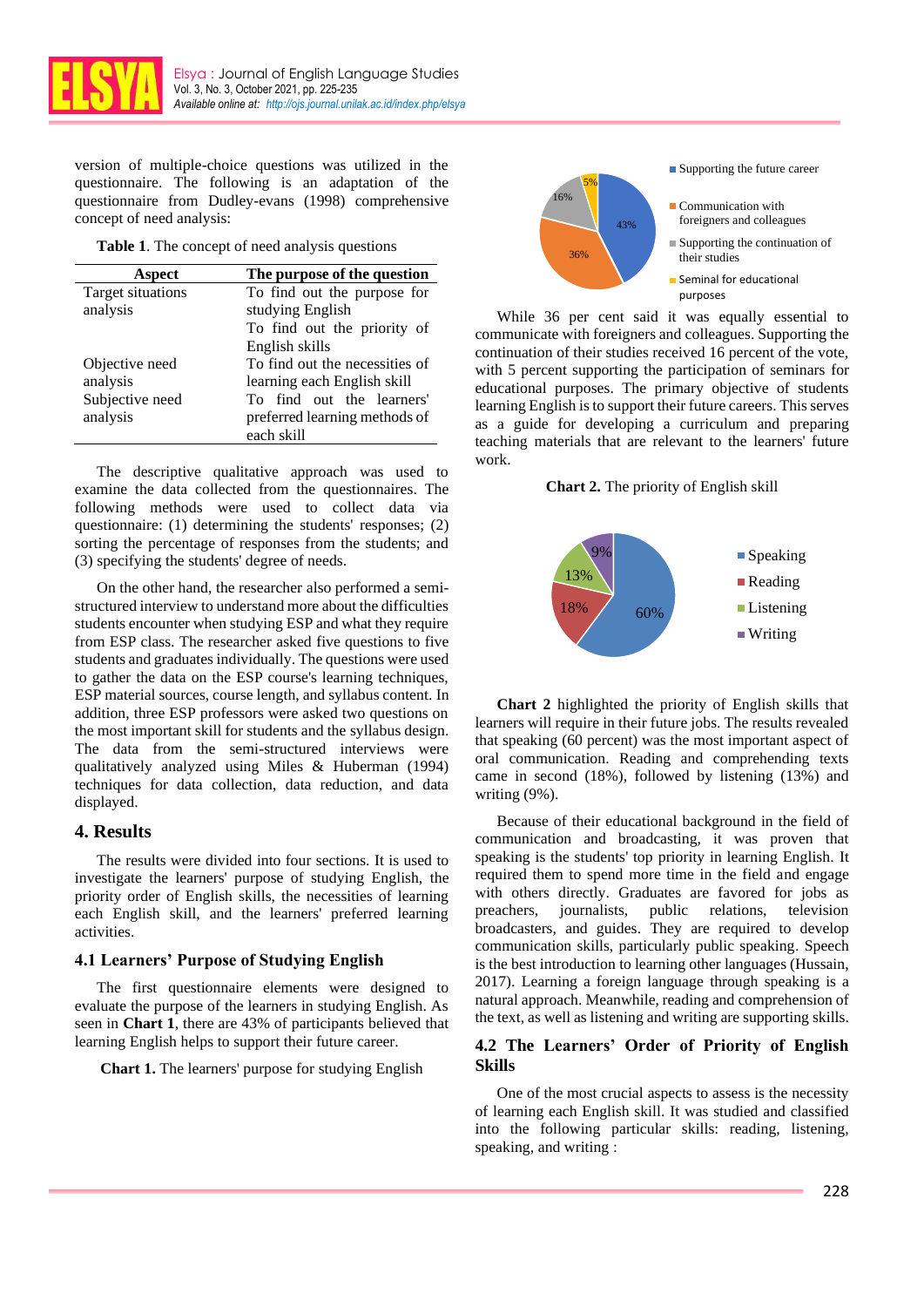version of multiple-choice questions was utilized in the questionnaire. The following is an adaptation of the questionnaire from Dudley-evans (1998) comprehensive concept of need analysis:

**Table 1**. The concept of need analysis questions

| Aspect | The purpose of the question |
|---|---|
| Target situations analysis | To find out the purpose for studying English |
| | To find out the priority of English skills |
| Objective need analysis | To find out the necessities of learning each English skill |
| Subjective need analysis | To find out the learners' preferred learning methods of each skill |

The descriptive qualitative approach was used to examine the data collected from the questionnaires. The following methods were used to collect data via questionnaire: (1) determining the students' responses; (2) sorting the percentage of responses from the students; and (3) specifying the students' degree of needs.

On the other hand, the researcher also performed a semi-structured interview to understand more about the difficulties students encounter when studying ESP and what they require from ESP class. The researcher asked five questions to five students and graduates individually. The questions were used to gather the data on the ESP course's learning techniques, ESP material sources, course length, and syllabus content. In addition, three ESP professors were asked two questions on the most important skill for students and the syllabus design. The data from the semi-structured interviews were qualitatively analyzed using Miles & Huberman (1994) techniques for data collection, data reduction, and data displayed.

## 4. Results

The results were divided into four sections. It is used to investigate the learners' purpose of studying English, the priority order of English skills, the necessities of learning each English skill, and the learners' preferred learning activities.

### 4.1 Learners' Purpose of Studying English

The first questionnaire elements were designed to evaluate the purpose of the learners in studying English. As seen in **Chart 1**, there are 43% of participants believed that learning English helps to support their future career.

**Chart 1.** The learners' purpose for studying English

While 36 per cent said it was equally essential to communicate with foreigners and colleagues. Supporting the continuation of their studies received 16 percent of the vote, with 5 percent supporting the participation of seminars for educational purposes. The primary objective of students learning English is to support their future careers. This serves as a guide for developing a curriculum and preparing teaching materials that are relevant to the learners' future work.

**Chart 2.** The priority of English skill

**Chart 2** highlighted the priority of English skills that learners will require in their future jobs. The results revealed that speaking (60 percent) was the most important aspect of oral communication. Reading and comprehending texts came in second (18%), followed by listening (13%) and writing (9%).

Because of their educational background in the field of communication and broadcasting, it was proven that speaking is the students' top priority in learning English. It required them to spend more time in the field and engage with others directly. Graduates are favored for jobs as preachers, journalists, public relations, television broadcasters, and guides. They are required to develop communication skills, particularly public speaking. Speech is the best introduction to learning other languages (Hussain, 2017). Learning a foreign language through speaking is a natural approach. Meanwhile, reading and comprehension of the text, as well as listening and writing are supporting skills.

### 4.2 The Learners' Order of Priority of English Skills

One of the most crucial aspects to assess is the necessity of learning each English skill. It was studied and classified into the following particular skills: reading, listening, speaking, and writing :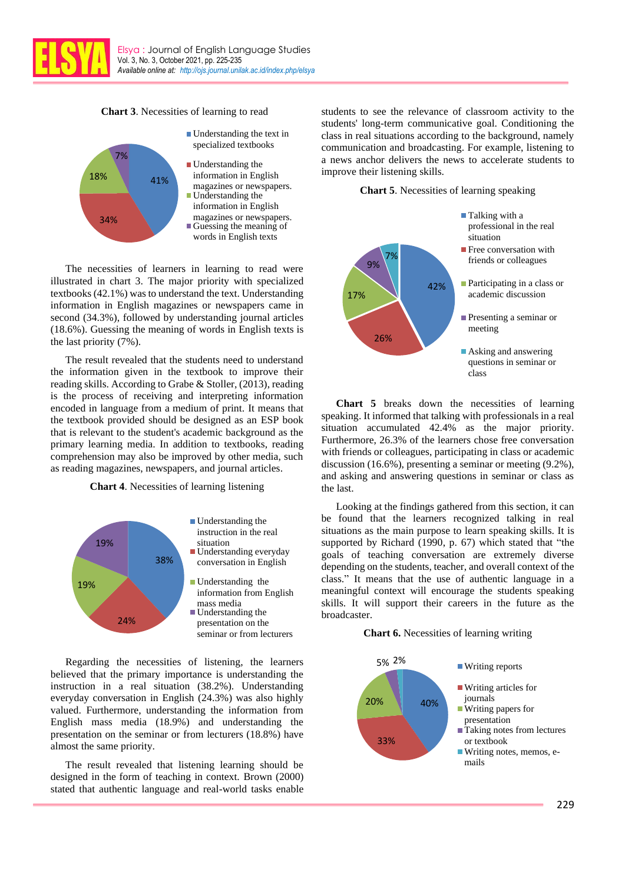**Chart 3**. Necessities of learning to read

- Understanding the text in specialized textbooks — 41%
- Understanding the information in English magazines or newspapers. — 34%
- Understanding the information in English magazines or newspapers. — 18%
- Guessing the meaning of words in English texts — 7%

The necessities of learners in learning to read were illustrated in chart 3. The major priority with specialized textbooks (42.1%) was to understand the text. Understanding information in English magazines or newspapers came in second (34.3%), followed by understanding journal articles (18.6%). Guessing the meaning of words in English texts is the last priority (7%).

The result revealed that the students need to understand the information given in the textbook to improve their reading skills. According to Grabe & Stoller, (2013), reading is the process of receiving and interpreting information encoded in language from a medium of print. It means that the textbook provided should be designed as an ESP book that is relevant to the student's academic background as the primary learning media. In addition to textbooks, reading comprehension may also be improved by other media, such as reading magazines, newspapers, and journal articles.

**Chart 4**. Necessities of learning listening

- Understanding the instruction in the real situation — 38%
- Understanding everyday conversation in English — 24%
- Understanding the information from English mass media — 19%
- Understanding the presentation on the seminar or from lecturers — 19%

Regarding the necessities of listening, the learners believed that the primary importance is understanding the instruction in a real situation (38.2%). Understanding everyday conversation in English (24.3%) was also highly valued. Furthermore, understanding the information from English mass media (18.9%) and understanding the presentation on the seminar or from lecturers (18.8%) have almost the same priority.

The result revealed that listening learning should be designed in the form of teaching in context. Brown (2000) stated that authentic language and real-world tasks enable students to see the relevance of classroom activity to the students' long-term communicative goal. Conditioning the class in real situations according to the background, namely communication and broadcasting. For example, listening to a news anchor delivers the news to accelerate students to improve their listening skills.

**Chart 5**. Necessities of learning speaking

- Talking with a professional in the real situation — 42%
- Free conversation with friends or colleagues — 26%
- Participating in a class or academic discussion — 17%
- Presenting a seminar or meeting — 9%
- Asking and answering questions in seminar or class — 7%

**Chart 5** breaks down the necessities of learning speaking. It informed that talking with professionals in a real situation accumulated 42.4% as the major priority. Furthermore, 26.3% of the learners chose free conversation with friends or colleagues, participating in class or academic discussion (16.6%), presenting a seminar or meeting (9.2%), and asking and answering questions in seminar or class as the last.

Looking at the findings gathered from this section, it can be found that the learners recognized talking in real situations as the main purpose to learn speaking skills. It is supported by Richard (1990, p. 67) which stated that "the goals of teaching conversation are extremely diverse depending on the students, teacher, and overall context of the class." It means that the use of authentic language in a meaningful context will encourage the students speaking skills. It will support their careers in the future as the broadcaster.

**Chart 6.** Necessities of learning writing

- Writing reports — 40%
- Writing articles for journals — 33%
- Writing papers for presentation — 20%
- Taking notes from lectures or textbook — 5%
- Writing notes, memos, e-mails — 2%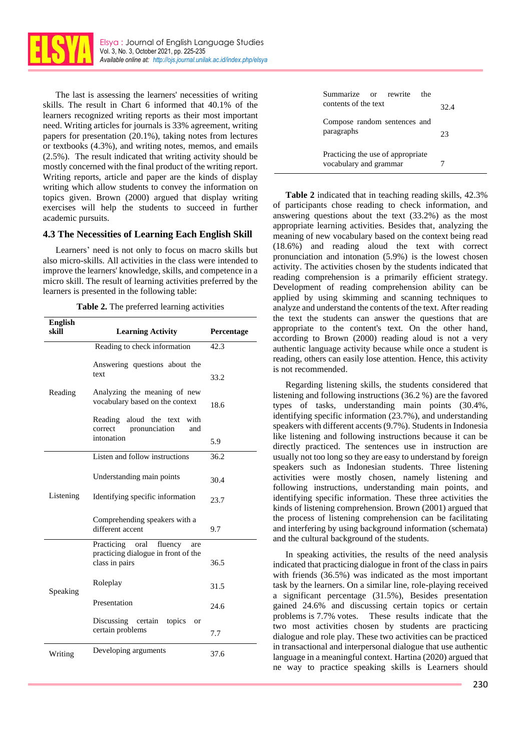The last is assessing the learners' necessities of writing skills. The result in Chart 6 informed that 40.1% of the learners recognized writing reports as their most important need. Writing articles for journals is 33% agreement, writing papers for presentation (20.1%), taking notes from lectures or textbooks (4.3%), and writing notes, memos, and emails (2.5%). The result indicated that writing activity should be mostly concerned with the final product of the writing report. Writing reports, article and paper are the kinds of display writing which allow students to convey the information on topics given. Brown (2000) argued that display writing exercises will help the students to succeed in further academic pursuits.

### 4.3 The Necessities of Learning Each English Skill

Learners' need is not only to focus on macro skills but also micro-skills. All activities in the class were intended to improve the learners' knowledge, skills, and competence in a micro skill. The result of learning activities preferred by the learners is presented in the following table:

**Table 2.** The preferred learning activities

| English skill | Learning Activity | Percentage |
|---|---|---|
| Reading | Reading to check information | 42.3 |
| | Answering questions about the text | 33.2 |
| | Analyzing the meaning of new vocabulary based on the context | 18.6 |
| | Reading aloud the text with correct pronunciation and intonation | 5.9 |
| Listening | Listen and follow instructions | 36.2 |
| | Understanding main points | 30.4 |
| | Identifying specific information | 23.7 |
| | Comprehending speakers with a different accent | 9.7 |
| Speaking | Practicing oral fluency are practicing dialogue in front of the class in pairs | 36.5 |
| | Roleplay | 31.5 |
| | Presentation | 24.6 |
| | Discussing certain topics or certain problems | 7.7 |
| Writing | Developing arguments | 37.6 |
| | Summarize or rewrite the contents of the text | 32.4 |
| | Compose random sentences and paragraphs | 23 |
| | Practicing the use of appropriate vocabulary and grammar | 7 |

**Table 2** indicated that in teaching reading skills, 42.3% of participants chose reading to check information, and answering questions about the text (33.2%) as the most appropriate learning activities. Besides that, analyzing the meaning of new vocabulary based on the context being read (18.6%) and reading aloud the text with correct pronunciation and intonation (5.9%) is the lowest chosen activity. The activities chosen by the students indicated that reading comprehension is a primarily efficient strategy. Development of reading comprehension ability can be applied by using skimming and scanning techniques to analyze and understand the contents of the text. After reading the text the students can answer the questions that are appropriate to the content's text. On the other hand, according to Brown (2000) reading aloud is not a very authentic language activity because while once a student is reading, others can easily lose attention. Hence, this activity is not recommended.

Regarding listening skills, the students considered that listening and following instructions (36.2 %) are the favored types of tasks, understanding main points (30.4%, identifying specific information (23.7%), and understanding speakers with different accents (9.7%). Students in Indonesia like listening and following instructions because it can be directly practiced. The sentences use in instruction are usually not too long so they are easy to understand by foreign speakers such as Indonesian students. Three listening activities were mostly chosen, namely listening and following instructions, understanding main points, and identifying specific information. These three activities the kinds of listening comprehension. Brown (2001) argued that the process of listening comprehension can be facilitating and interfering by using background information (schemata) and the cultural background of the students.

In speaking activities, the results of the need analysis indicated that practicing dialogue in front of the class in pairs with friends (36.5%) was indicated as the most important task by the learners. On a similar line, role-playing received a significant percentage (31.5%), Besides presentation gained 24.6% and discussing certain topics or certain problems is 7.7% votes. These results indicate that the two most activities chosen by students are practicing dialogue and role play. These two activities can be practiced in transactional and interpersonal dialogue that use authentic language in a meaningful context. Hartina (2020) argued that ne way to practice speaking skills is Learners should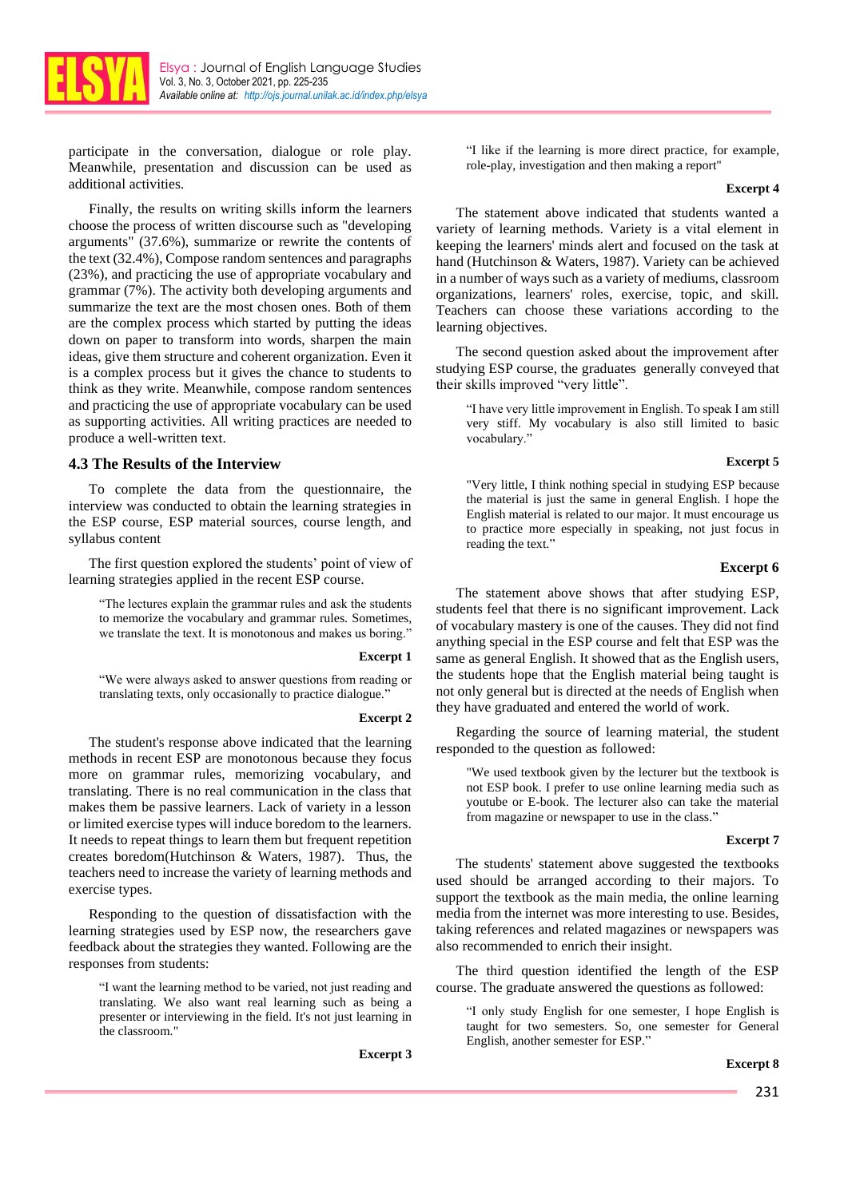participate in the conversation, dialogue or role play. Meanwhile, presentation and discussion can be used as additional activities.

Finally, the results on writing skills inform the learners choose the process of written discourse such as "developing arguments" (37.6%), summarize or rewrite the contents of the text (32.4%), Compose random sentences and paragraphs (23%), and practicing the use of appropriate vocabulary and grammar (7%). The activity both developing arguments and summarize the text are the most chosen ones. Both of them are the complex process which started by putting the ideas down on paper to transform into words, sharpen the main ideas, give them structure and coherent organization. Even it is a complex process but it gives the chance to students to think as they write. Meanwhile, compose random sentences and practicing the use of appropriate vocabulary can be used as supporting activities. All writing practices are needed to produce a well-written text.

### 4.3 The Results of the Interview

To complete the data from the questionnaire, the interview was conducted to obtain the learning strategies in the ESP course, ESP material sources, course length, and syllabus content

The first question explored the students' point of view of learning strategies applied in the recent ESP course.

> "The lectures explain the grammar rules and ask the students to memorize the vocabulary and grammar rules. Sometimes, we translate the text. It is monotonous and makes us boring."

**Excerpt 1**

> "We were always asked to answer questions from reading or translating texts, only occasionally to practice dialogue."

**Excerpt 2**

The student's response above indicated that the learning methods in recent ESP are monotonous because they focus more on grammar rules, memorizing vocabulary, and translating. There is no real communication in the class that makes them be passive learners. Lack of variety in a lesson or limited exercise types will induce boredom to the learners. It needs to repeat things to learn them but frequent repetition creates boredom(Hutchinson & Waters, 1987). Thus, the teachers need to increase the variety of learning methods and exercise types.

Responding to the question of dissatisfaction with the learning strategies used by ESP now, the researchers gave feedback about the strategies they wanted. Following are the responses from students:

> "I want the learning method to be varied, not just reading and translating. We also want real learning such as being a presenter or interviewing in the field. It's not just learning in the classroom."

**Excerpt 3**

> "I like if the learning is more direct practice, for example, role-play, investigation and then making a report"

**Excerpt 4**

The statement above indicated that students wanted a variety of learning methods. Variety is a vital element in keeping the learners' minds alert and focused on the task at hand (Hutchinson & Waters, 1987). Variety can be achieved in a number of ways such as a variety of mediums, classroom organizations, learners' roles, exercise, topic, and skill. Teachers can choose these variations according to the learning objectives.

The second question asked about the improvement after studying ESP course, the graduates generally conveyed that their skills improved "very little".

> "I have very little improvement in English. To speak I am still very stiff. My vocabulary is also still limited to basic vocabulary."

**Excerpt 5**

> "Very little, I think nothing special in studying ESP because the material is just the same in general English. I hope the English material is related to our major. It must encourage us to practice more especially in speaking, not just focus in reading the text."

**Excerpt 6**

The statement above shows that after studying ESP, students feel that there is no significant improvement. Lack of vocabulary mastery is one of the causes. They did not find anything special in the ESP course and felt that ESP was the same as general English. It showed that as the English users, the students hope that the English material being taught is not only general but is directed at the needs of English when they have graduated and entered the world of work.

Regarding the source of learning material, the student responded to the question as followed:

> "We used textbook given by the lecturer but the textbook is not ESP book. I prefer to use online learning media such as youtube or E-book. The lecturer also can take the material from magazine or newspaper to use in the class."

**Excerpt 7**

The students' statement above suggested the textbooks used should be arranged according to their majors. To support the textbook as the main media, the online learning media from the internet was more interesting to use. Besides, taking references and related magazines or newspapers was also recommended to enrich their insight.

The third question identified the length of the ESP course. The graduate answered the questions as followed:

> "I only study English for one semester, I hope English is taught for two semesters. So, one semester for General English, another semester for ESP."

**Excerpt 8**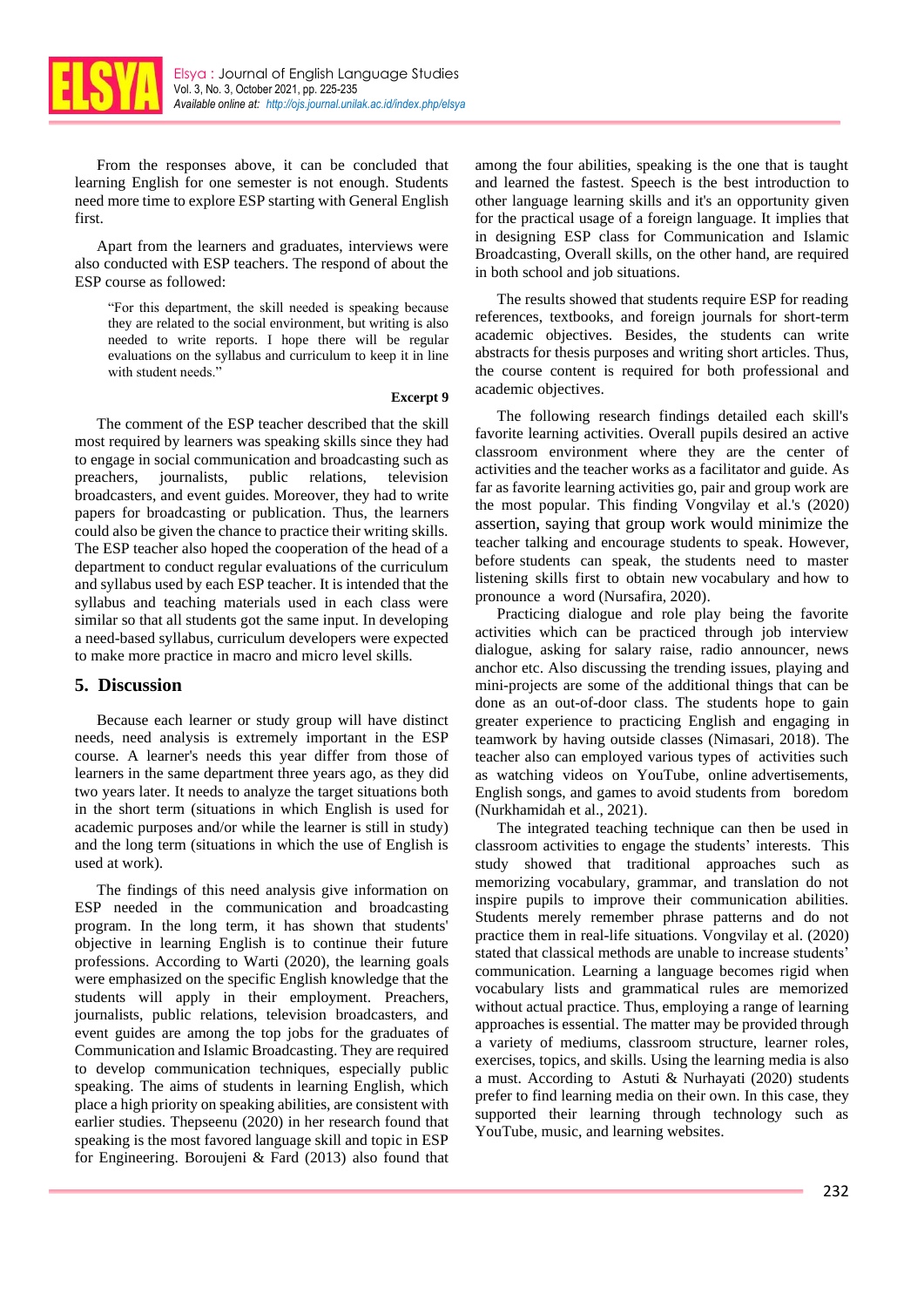From the responses above, it can be concluded that learning English for one semester is not enough. Students need more time to explore ESP starting with General English first.

Apart from the learners and graduates, interviews were also conducted with ESP teachers. The respond of about the ESP course as followed:

> "For this department, the skill needed is speaking because they are related to the social environment, but writing is also needed to write reports. I hope there will be regular evaluations on the syllabus and curriculum to keep it in line with student needs."

**Excerpt 9**

The comment of the ESP teacher described that the skill most required by learners was speaking skills since they had to engage in social communication and broadcasting such as preachers, journalists, public relations, television broadcasters, and event guides. Moreover, they had to write papers for broadcasting or publication. Thus, the learners could also be given the chance to practice their writing skills. The ESP teacher also hoped the cooperation of the head of a department to conduct regular evaluations of the curriculum and syllabus used by each ESP teacher. It is intended that the syllabus and teaching materials used in each class were similar so that all students got the same input. In developing a need-based syllabus, curriculum developers were expected to make more practice in macro and micro level skills.

## 5. Discussion

Because each learner or study group will have distinct needs, need analysis is extremely important in the ESP course. A learner's needs this year differ from those of learners in the same department three years ago, as they did two years later. It needs to analyze the target situations both in the short term (situations in which English is used for academic purposes and/or while the learner is still in study) and the long term (situations in which the use of English is used at work).

The findings of this need analysis give information on ESP needed in the communication and broadcasting program. In the long term, it has shown that students' objective in learning English is to continue their future professions. According to Warti (2020), the learning goals were emphasized on the specific English knowledge that the students will apply in their employment. Preachers, journalists, public relations, television broadcasters, and event guides are among the top jobs for the graduates of Communication and Islamic Broadcasting. They are required to develop communication techniques, especially public speaking. The aims of students in learning English, which place a high priority on speaking abilities, are consistent with earlier studies. Thepseenu (2020) in her research found that speaking is the most favored language skill and topic in ESP for Engineering. Boroujeni & Fard (2013) also found that among the four abilities, speaking is the one that is taught and learned the fastest. Speech is the best introduction to other language learning skills and it's an opportunity given for the practical usage of a foreign language. It implies that in designing ESP class for Communication and Islamic Broadcasting, Overall skills, on the other hand, are required in both school and job situations.

The results showed that students require ESP for reading references, textbooks, and foreign journals for short-term academic objectives. Besides, the students can write abstracts for thesis purposes and writing short articles. Thus, the course content is required for both professional and academic objectives.

The following research findings detailed each skill's favorite learning activities. Overall pupils desired an active classroom environment where they are the center of activities and the teacher works as a facilitator and guide. As far as favorite learning activities go, pair and group work are the most popular. This finding Vongvilay et al.'s (2020) assertion, saying that group work would minimize the teacher talking and encourage students to speak. However, before students can speak, the students need to master listening skills first to obtain new vocabulary and how to pronounce a word (Nursafira, 2020).

Practicing dialogue and role play being the favorite activities which can be practiced through job interview dialogue, asking for salary raise, radio announcer, news anchor etc. Also discussing the trending issues, playing and mini-projects are some of the additional things that can be done as an out-of-door class. The students hope to gain greater experience to practicing English and engaging in teamwork by having outside classes (Nimasari, 2018). The teacher also can employed various types of activities such as watching videos on YouTube, online advertisements, English songs, and games to avoid students from boredom (Nurkhamidah et al., 2021).

The integrated teaching technique can then be used in classroom activities to engage the students' interests. This study showed that traditional approaches such as memorizing vocabulary, grammar, and translation do not inspire pupils to improve their communication abilities. Students merely remember phrase patterns and do not practice them in real-life situations. Vongvilay et al. (2020) stated that classical methods are unable to increase students' communication. Learning a language becomes rigid when vocabulary lists and grammatical rules are memorized without actual practice. Thus, employing a range of learning approaches is essential. The matter may be provided through a variety of mediums, classroom structure, learner roles, exercises, topics, and skills. Using the learning media is also a must. According to Astuti & Nurhayati (2020) students prefer to find learning media on their own. In this case, they supported their learning through technology such as YouTube, music, and learning websites.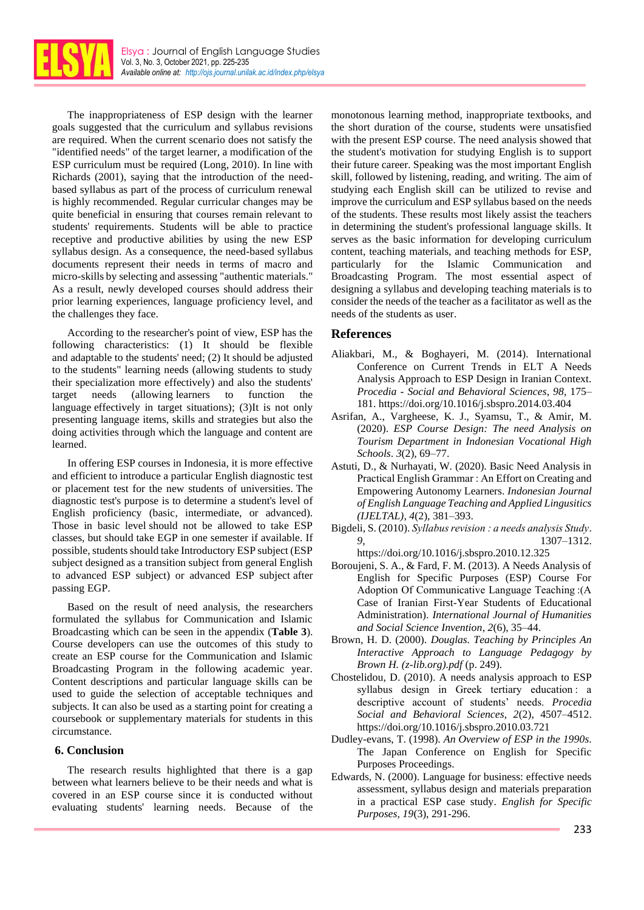The inappropriateness of ESP design with the learner goals suggested that the curriculum and syllabus revisions are required. When the current scenario does not satisfy the "identified needs" of the target learner, a modification of the ESP curriculum must be required (Long, 2010). In line with Richards (2001), saying that the introduction of the need-based syllabus as part of the process of curriculum renewal is highly recommended. Regular curricular changes may be quite beneficial in ensuring that courses remain relevant to students' requirements. Students will be able to practice receptive and productive abilities by using the new ESP syllabus design. As a consequence, the need-based syllabus documents represent their needs in terms of macro and micro-skills by selecting and assessing "authentic materials." As a result, newly developed courses should address their prior learning experiences, language proficiency level, and the challenges they face.

According to the researcher's point of view, ESP has the following characteristics: (1) It should be flexible and adaptable to the students' need; (2) It should be adjusted to the students" learning needs (allowing students to study their specialization more effectively) and also the students' target needs (allowing learners to function the language effectively in target situations); (3)It is not only presenting language items, skills and strategies but also the doing activities through which the language and content are learned.

In offering ESP courses in Indonesia, it is more effective and efficient to introduce a particular English diagnostic test or placement test for the new students of universities. The diagnostic test's purpose is to determine a student's level of English proficiency (basic, intermediate, or advanced). Those in basic level should not be allowed to take ESP classes, but should take EGP in one semester if available. If possible, students should take Introductory ESP subject (ESP subject designed as a transition subject from general English to advanced ESP subject) or advanced ESP subject after passing EGP.

Based on the result of need analysis, the researchers formulated the syllabus for Communication and Islamic Broadcasting which can be seen in the appendix (**Table 3**). Course developers can use the outcomes of this study to create an ESP course for the Communication and Islamic Broadcasting Program in the following academic year. Content descriptions and particular language skills can be used to guide the selection of acceptable techniques and subjects. It can also be used as a starting point for creating a coursebook or supplementary materials for students in this circumstance.

## 6. Conclusion

The research results highlighted that there is a gap between what learners believe to be their needs and what is covered in an ESP course since it is conducted without evaluating students' learning needs. Because of the monotonous learning method, inappropriate textbooks, and the short duration of the course, students were unsatisfied with the present ESP course. The need analysis showed that the student's motivation for studying English is to support their future career. Speaking was the most important English skill, followed by listening, reading, and writing. The aim of studying each English skill can be utilized to revise and improve the curriculum and ESP syllabus based on the needs of the students. These results most likely assist the teachers in determining the student's professional language skills. It serves as the basic information for developing curriculum content, teaching materials, and teaching methods for ESP, particularly for the Islamic Communication and Broadcasting Program. The most essential aspect of designing a syllabus and developing teaching materials is to consider the needs of the teacher as a facilitator as well as the needs of the students as user.

## References

Aliakbari, M., & Boghayeri, M. (2014). International Conference on Current Trends in ELT A Needs Analysis Approach to ESP Design in Iranian Context. *Procedia - Social and Behavioral Sciences*, *98*, 175–181. https://doi.org/10.1016/j.sbspro.2014.03.404

Asrifan, A., Vargheese, K. J., Syamsu, T., & Amir, M. (2020). *ESP Course Design: The need Analysis on Tourism Department in Indonesian Vocational High Schools*. *3*(2), 69–77.

Astuti, D., & Nurhayati, W. (2020). Basic Need Analysis in Practical English Grammar : An Effort on Creating and Empowering Autonomy Learners. *Indonesian Journal of English Language Teaching and Applied Lingusitics (IJELTAL)*, *4*(2), 381–393.

Bigdeli, S. (2010). *Syllabus revision : a needs analysis Study*. *9*, 1307–1312. https://doi.org/10.1016/j.sbspro.2010.12.325

Boroujeni, S. A., & Fard, F. M. (2013). A Needs Analysis of English for Specific Purposes (ESP) Course For Adoption Of Communicative Language Teaching :(A Case of Iranian First-Year Students of Educational Administration). *International Journal of Humanities and Social Science Invention*, *2*(6), 35–44.

Brown, H. D. (2000). *Douglas. Teaching by Principles An Interactive Approach to Language Pedagogy by Brown H. (z-lib.org).pdf* (p. 249).

Chostelidou, D. (2010). A needs analysis approach to ESP syllabus design in Greek tertiary education : a descriptive account of students' needs. *Procedia Social and Behavioral Sciences*, *2*(2), 4507–4512. https://doi.org/10.1016/j.sbspro.2010.03.721

Dudley-evans, T. (1998). *An Overview of ESP in the 1990s*. The Japan Conference on English for Specific Purposes Proceedings.

Edwards, N. (2000). Language for business: effective needs assessment, syllabus design and materials preparation in a practical ESP case study. *English for Specific Purposes, 19*(3), 291-296.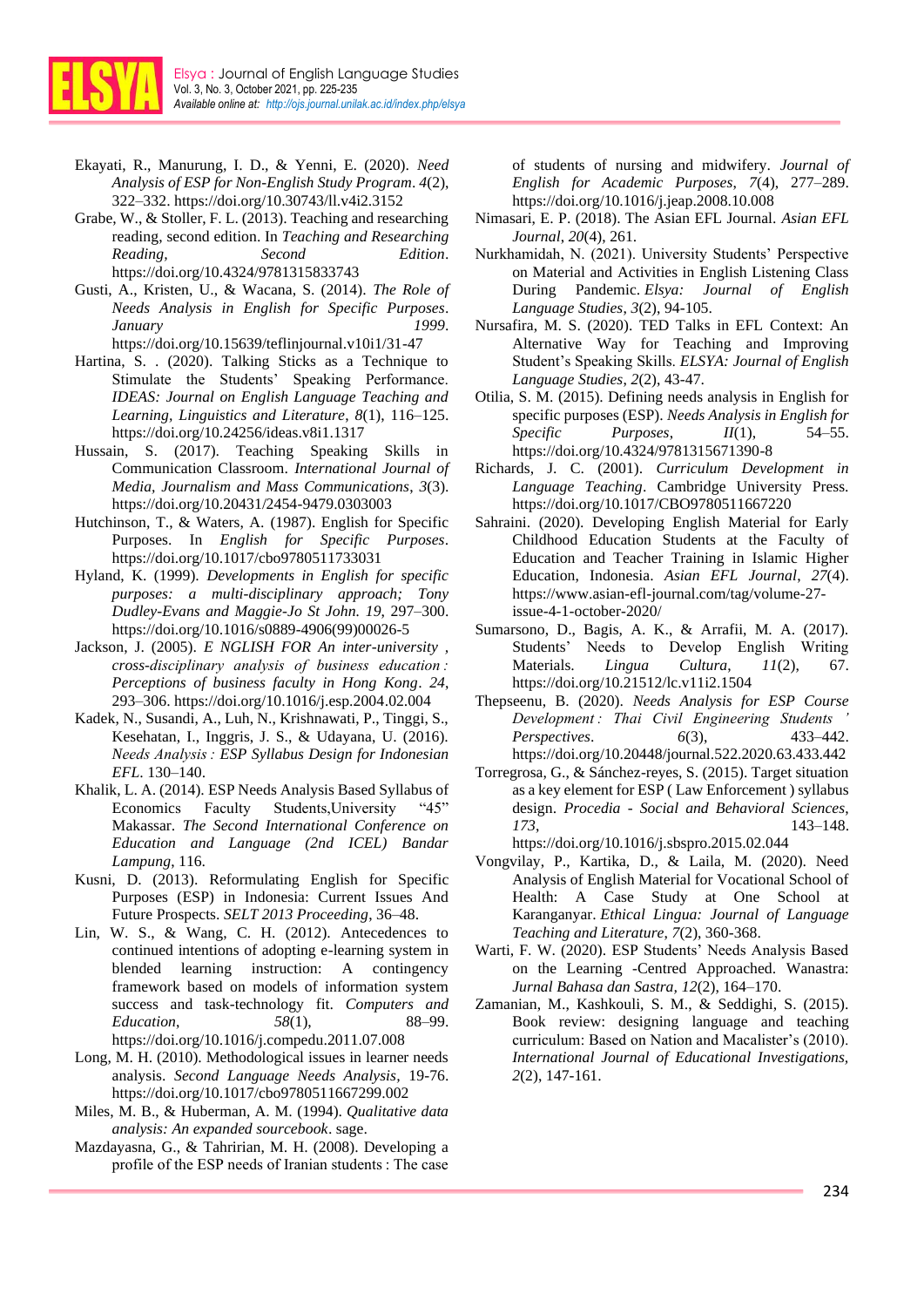Ekayati, R., Manurung, I. D., & Yenni, E. (2020). *Need Analysis of ESP for Non-English Study Program*. *4*(2), 322–332. https://doi.org/10.30743/ll.v4i2.3152

Grabe, W., & Stoller, F. L. (2013). Teaching and researching reading, second edition. In *Teaching and Researching Reading, Second Edition*. https://doi.org/10.4324/9781315833743

Gusti, A., Kristen, U., & Wacana, S. (2014). *The Role of Needs Analysis in English for Specific Purposes*. *January 1999*. https://doi.org/10.15639/teflinjournal.v10i1/31-47

Hartina, S. . (2020). Talking Sticks as a Technique to Stimulate the Students' Speaking Performance. *IDEAS: Journal on English Language Teaching and Learning, Linguistics and Literature*, *8*(1), 116–125. https://doi.org/10.24256/ideas.v8i1.1317

Hussain, S. (2017). Teaching Speaking Skills in Communication Classroom. *International Journal of Media, Journalism and Mass Communications*, *3*(3). https://doi.org/10.20431/2454-9479.0303003

Hutchinson, T., & Waters, A. (1987). English for Specific Purposes. In *English for Specific Purposes*. https://doi.org/10.1017/cbo9780511733031

Hyland, K. (1999). *Developments in English for specific purposes: a multi-disciplinary approach; Tony Dudley-Evans and Maggie-Jo St John. 19*, 297–300. https://doi.org/10.1016/s0889-4906(99)00026-5

Jackson, J. (2005). *E NGLISH FOR An inter-university , cross-disciplinary analysis of business education : Perceptions of business faculty in Hong Kong*. *24*, 293–306. https://doi.org/10.1016/j.esp.2004.02.004

Kadek, N., Susandi, A., Luh, N., Krishnawati, P., Tinggi, S., Kesehatan, I., Inggris, J. S., & Udayana, U. (2016). *Needs Analysis : ESP Syllabus Design for Indonesian EFL*. 130–140.

Khalik, L. A. (2014). ESP Needs Analysis Based Syllabus of Economics Faculty Students,University "45" Makassar. *The Second International Conference on Education and Language (2nd ICEL) Bandar Lampung*, 116.

Kusni, D. (2013). Reformulating English for Specific Purposes (ESP) in Indonesia: Current Issues And Future Prospects. *SELT 2013 Proceeding*, 36–48.

Lin, W. S., & Wang, C. H. (2012). Antecedences to continued intentions of adopting e-learning system in blended learning instruction: A contingency framework based on models of information system success and task-technology fit. *Computers and Education*, *58*(1), 88–99. https://doi.org/10.1016/j.compedu.2011.07.008

Long, M. H. (2010). Methodological issues in learner needs analysis. *Second Language Needs Analysis*, 19-76. https://doi.org/10.1017/cbo9780511667299.002

Miles, M. B., & Huberman, A. M. (1994). *Qualitative data analysis: An expanded sourcebook*. sage.

Mazdayasna, G., & Tahririan, M. H. (2008). Developing a profile of the ESP needs of Iranian students : The case of students of nursing and midwifery. *Journal of English for Academic Purposes*, *7*(4), 277–289. https://doi.org/10.1016/j.jeap.2008.10.008

Nimasari, E. P. (2018). The Asian EFL Journal. *Asian EFL Journal*, *20*(4), 261.

Nurkhamidah, N. (2021). University Students' Perspective on Material and Activities in English Listening Class During Pandemic. *Elsya: Journal of English Language Studies*, *3*(2), 94-105.

Nursafira, M. S. (2020). TED Talks in EFL Context: An Alternative Way for Teaching and Improving Student's Speaking Skills. *ELSYA: Journal of English Language Studies*, *2*(2), 43-47.

Otilia, S. M. (2015). Defining needs analysis in English for specific purposes (ESP). *Needs Analysis in English for Specific Purposes*, *II*(1), 54–55. https://doi.org/10.4324/9781315671390-8

Richards, J. C. (2001). *Curriculum Development in Language Teaching*. Cambridge University Press. https://doi.org/10.1017/CBO9780511667220

Sahraini. (2020). Developing English Material for Early Childhood Education Students at the Faculty of Education and Teacher Training in Islamic Higher Education, Indonesia. *Asian EFL Journal*, *27*(4). https://www.asian-efl-journal.com/tag/volume-27-issue-4-1-october-2020/

Sumarsono, D., Bagis, A. K., & Arrafii, M. A. (2017). Students' Needs to Develop English Writing Materials. *Lingua Cultura*, *11*(2), 67. https://doi.org/10.21512/lc.v11i2.1504

Thepseenu, B. (2020). *Needs Analysis for ESP Course Development : Thai Civil Engineering Students ' Perspectives*. *6*(3), 433–442. https://doi.org/10.20448/journal.522.2020.63.433.442

Torregrosa, G., & Sánchez-reyes, S. (2015). Target situation as a key element for ESP ( Law Enforcement ) syllabus design. *Procedia - Social and Behavioral Sciences*, *173*, 143–148. https://doi.org/10.1016/j.sbspro.2015.02.044

Vongvilay, P., Kartika, D., & Laila, M. (2020). Need Analysis of English Material for Vocational School of Health: A Case Study at One School at Karanganyar. *Ethical Lingua: Journal of Language Teaching and Literature*, *7*(2), 360-368.

Warti, F. W. (2020). ESP Students' Needs Analysis Based on the Learning -Centred Approached. Wanastra: *Jurnal Bahasa dan Sastra*, *12*(2), 164–170.

Zamanian, M., Kashkouli, S. M., & Seddighi, S. (2015). Book review: designing language and teaching curriculum: Based on Nation and Macalister's (2010). *International Journal of Educational Investigations*, *2*(2), 147-161.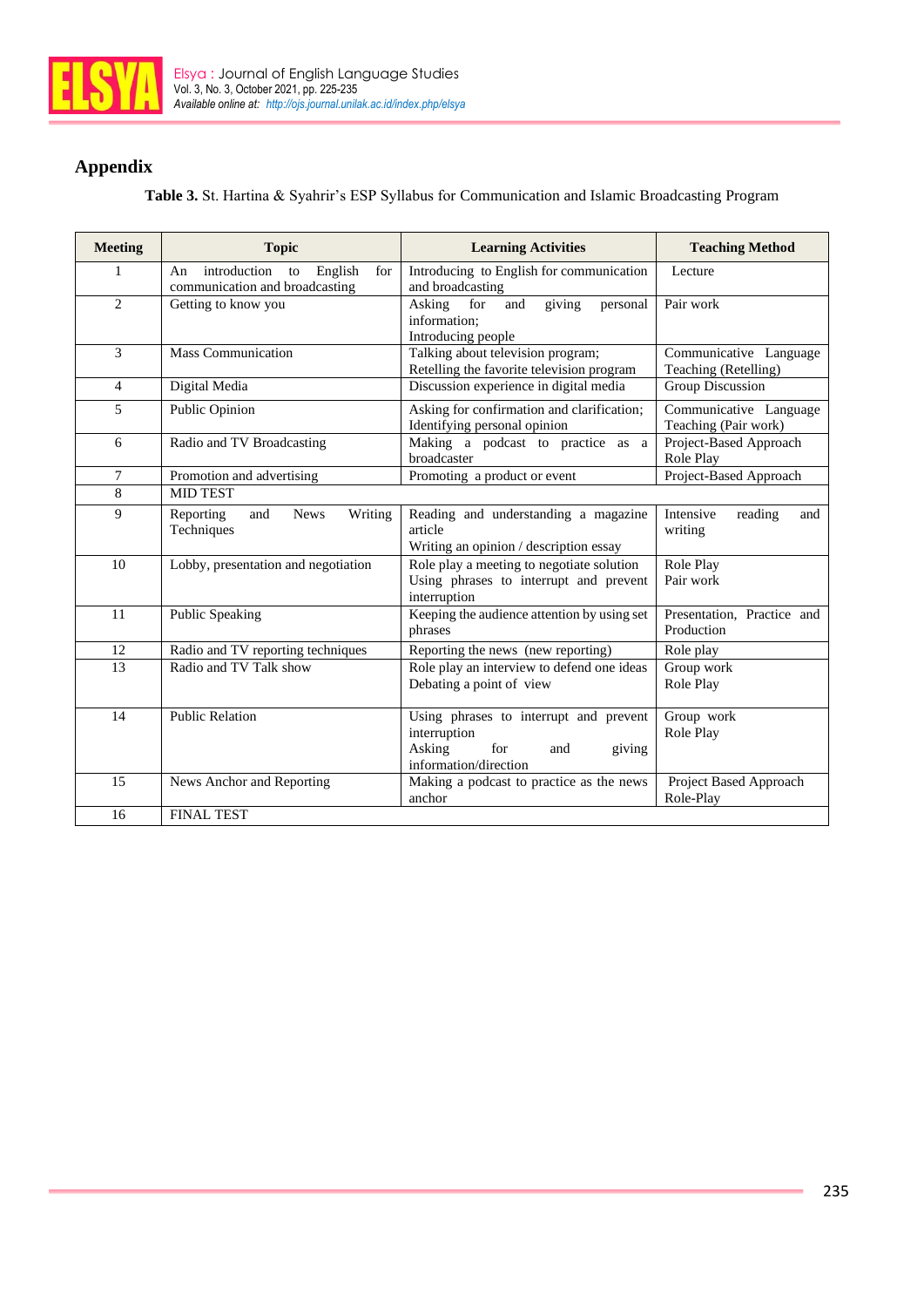## Appendix

**Table 3.** St. Hartina & Syahrir's ESP Syllabus for Communication and Islamic Broadcasting Program

| Meeting | Topic | Learning Activities | Teaching Method |
|---|---|---|---|
| 1 | An introduction to English for communication and broadcasting | Introducing to English for communication and broadcasting | Lecture |
| 2 | Getting to know you | Asking for and giving personal information;<br>Introducing people | Pair work |
| 3 | Mass Communication | Talking about television program;<br>Retelling the favorite television program | Communicative Language Teaching (Retelling) |
| 4 | Digital Media | Discussion experience in digital media | Group Discussion |
| 5 | Public Opinion | Asking for confirmation and clarification;<br>Identifying personal opinion | Communicative Language Teaching (Pair work) |
| 6 | Radio and TV Broadcasting | Making a podcast to practice as a broadcaster | Project-Based Approach<br>Role Play |
| 7 | Promotion and advertising | Promoting a product or event | Project-Based Approach |
| 8 | MID TEST | | |
| 9 | Reporting and News Writing Techniques | Reading and understanding a magazine article<br>Writing an opinion / description essay | Intensive reading and writing |
| 10 | Lobby, presentation and negotiation | Role play a meeting to negotiate solution<br>Using phrases to interrupt and prevent interruption | Role Play<br>Pair work |
| 11 | Public Speaking | Keeping the audience attention by using set phrases | Presentation, Practice and Production |
| 12 | Radio and TV reporting techniques | Reporting the news (new reporting) | Role play |
| 13 | Radio and TV Talk show | Role play an interview to defend one ideas<br>Debating a point of view | Group work<br>Role Play |
| 14 | Public Relation | Using phrases to interrupt and prevent interruption<br>Asking for and giving information/direction | Group work<br>Role Play |
| 15 | News Anchor and Reporting | Making a podcast to practice as the news anchor | Project Based Approach<br>Role-Play |
| 16 | FINAL TEST | | |